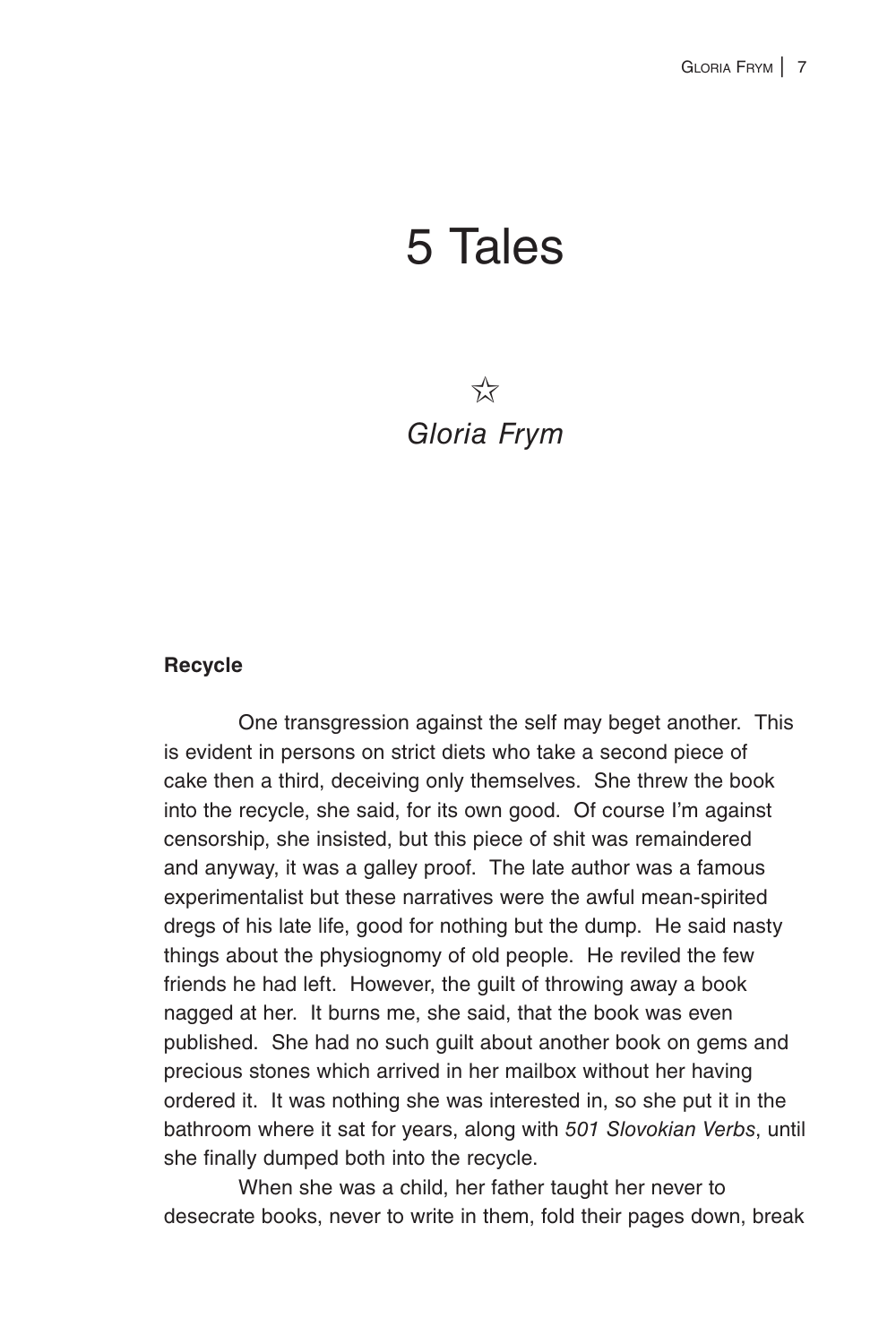# 5 Tales

☆

*Gloria Frym*

**Recycle**

One transgression against the self may beget another. This is evident in persons on strict diets who take a second piece of cake then a third, deceiving only themselves. She threw the book into the recycle, she said, for its own good. Of course I'm against censorship, she insisted, but this piece of shit was remaindered and anyway, it was a galley proof. The late author was a famous experimentalist but these narratives were the awful mean-spirited dregs of his late life, good for nothing but the dump. He said nasty things about the physiognomy of old people. He reviled the few friends he had left. However, the guilt of throwing away a book nagged at her. It burns me, she said, that the book was even published. She had no such guilt about another book on gems and precious stones which arrived in her mailbox without her having ordered it. It was nothing she was interested in, so she put it in the bathroom where it sat for years, along with *501 Slovokian Verbs*, until she finally dumped both into the recycle.

When she was a child, her father taught her never to desecrate books, never to write in them, fold their pages down, break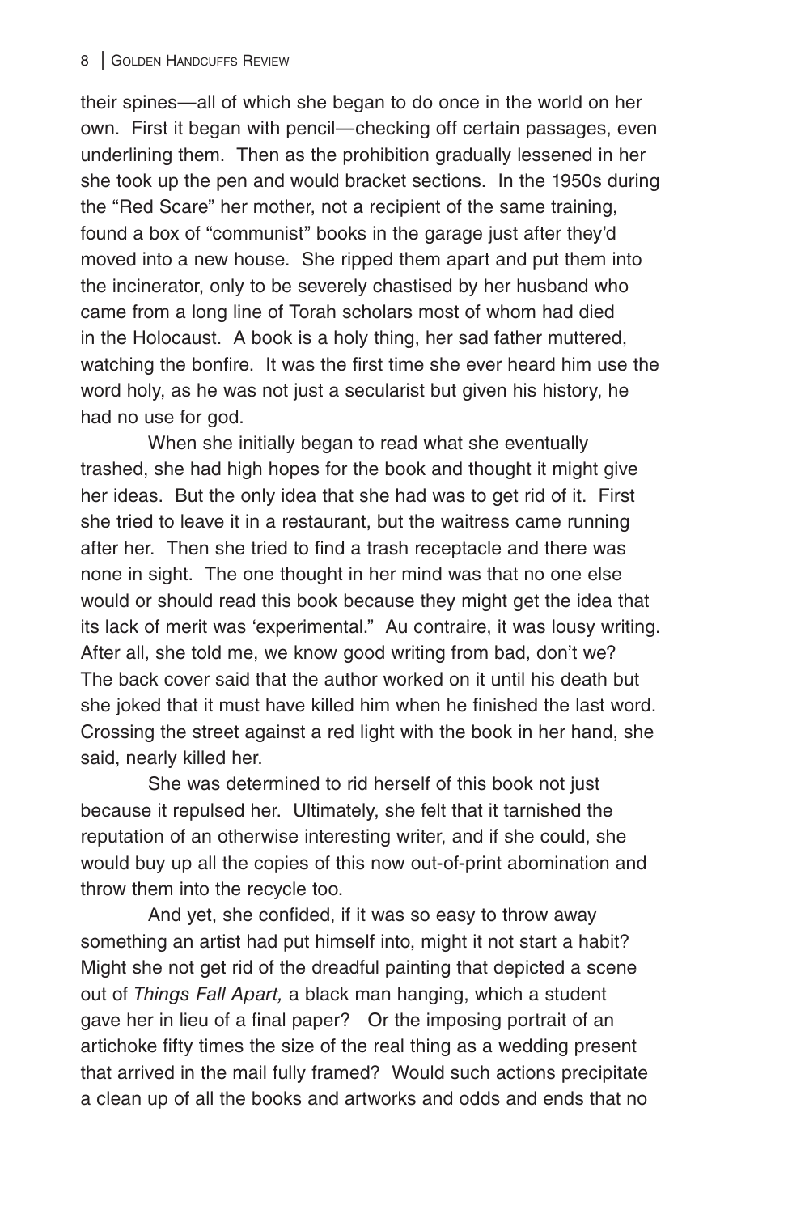their spines—all of which she began to do once in the world on her own. First it began with pencil—checking off certain passages, even underlining them. Then as the prohibition gradually lessened in her she took up the pen and would bracket sections. In the 1950s during the "Red Scare" her mother, not a recipient of the same training, found a box of "communist" books in the garage just after they'd moved into a new house. She ripped them apart and put them into the incinerator, only to be severely chastised by her husband who came from a long line of Torah scholars most of whom had died in the Holocaust. A book is a holy thing, her sad father muttered, watching the bonfire. It was the first time she ever heard him use the word holy, as he was not just a secularist but given his history, he had no use for god.

When she initially began to read what she eventually trashed, she had high hopes for the book and thought it might give her ideas. But the only idea that she had was to get rid of it. First she tried to leave it in a restaurant, but the waitress came running after her. Then she tried to find a trash receptacle and there was none in sight. The one thought in her mind was that no one else would or should read this book because they might get the idea that its lack of merit was 'experimental." Au contraire, it was lousy writing. After all, she told me, we know good writing from bad, don't we? The back cover said that the author worked on it until his death but she joked that it must have killed him when he finished the last word. Crossing the street against a red light with the book in her hand, she said, nearly killed her.

She was determined to rid herself of this book not just because it repulsed her. Ultimately, she felt that it tarnished the reputation of an otherwise interesting writer, and if she could, she would buy up all the copies of this now out-of-print abomination and throw them into the recycle too.

And yet, she confided, if it was so easy to throw away something an artist had put himself into, might it not start a habit? Might she not get rid of the dreadful painting that depicted a scene out of *Things Fall Apart,* a black man hanging, which a student gave her in lieu of a final paper? Or the imposing portrait of an artichoke fifty times the size of the real thing as a wedding present that arrived in the mail fully framed? Would such actions precipitate a clean up of all the books and artworks and odds and ends that no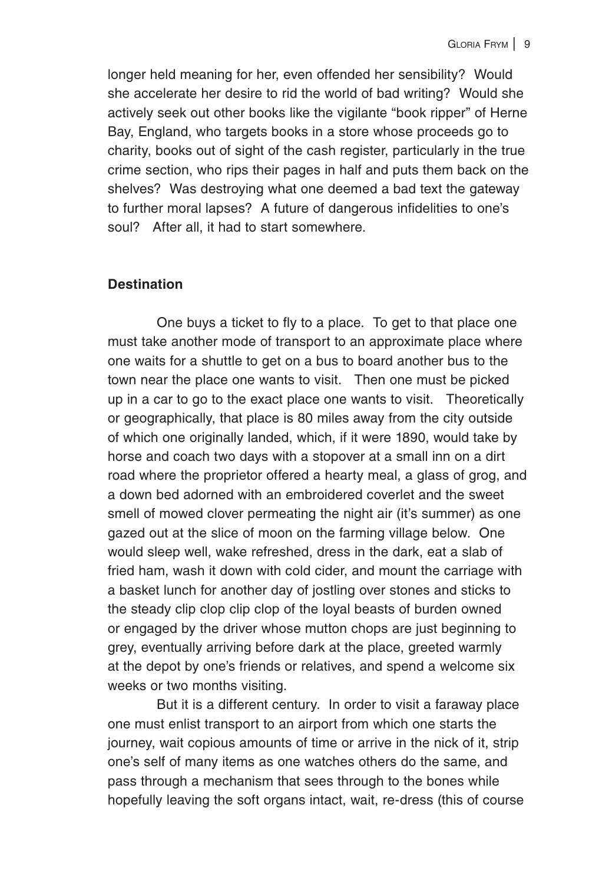longer held meaning for her, even offended her sensibility? Would she accelerate her desire to rid the world of bad writing? Would she actively seek out other books like the vigilante "book ripper" of Herne Bay, England, who targets books in a store whose proceeds go to charity, books out of sight of the cash register, particularly in the true crime section, who rips their pages in half and puts them back on the shelves? Was destroying what one deemed a bad text the gateway to further moral lapses? A future of dangerous infidelities to one's soul? After all, it had to start somewhere.

**Destination**

One buys a ticket to fly to a place. To get to that place one must take another mode of transport to an approximate place where one waits for a shuttle to get on a bus to board another bus to the town near the place one wants to visit. Then one must be picked up in a car to go to the exact place one wants to visit. Theoretically or geographically, that place is 80 miles away from the city outside of which one originally landed, which, if it were 1890, would take by horse and coach two days with a stopover at a small inn on a dirt road where the proprietor offered a hearty meal, a glass of grog, and a down bed adorned with an embroidered coverlet and the sweet smell of mowed clover permeating the night air (it's summer) as one gazed out at the slice of moon on the farming village below. One would sleep well, wake refreshed, dress in the dark, eat a slab of fried ham, wash it down with cold cider, and mount the carriage with a basket lunch for another day of jostling over stones and sticks to the steady clip clop clip clop of the loyal beasts of burden owned or engaged by the driver whose mutton chops are just beginning to grey, eventually arriving before dark at the place, greeted warmly at the depot by one's friends or relatives, and spend a welcome six weeks or two months visiting.

But it is a different century. In order to visit a faraway place one must enlist transport to an airport from which one starts the journey, wait copious amounts of time or arrive in the nick of it, strip one's self of many items as one watches others do the same, and pass through a mechanism that sees through to the bones while hopefully leaving the soft organs intact, wait, re-dress (this of course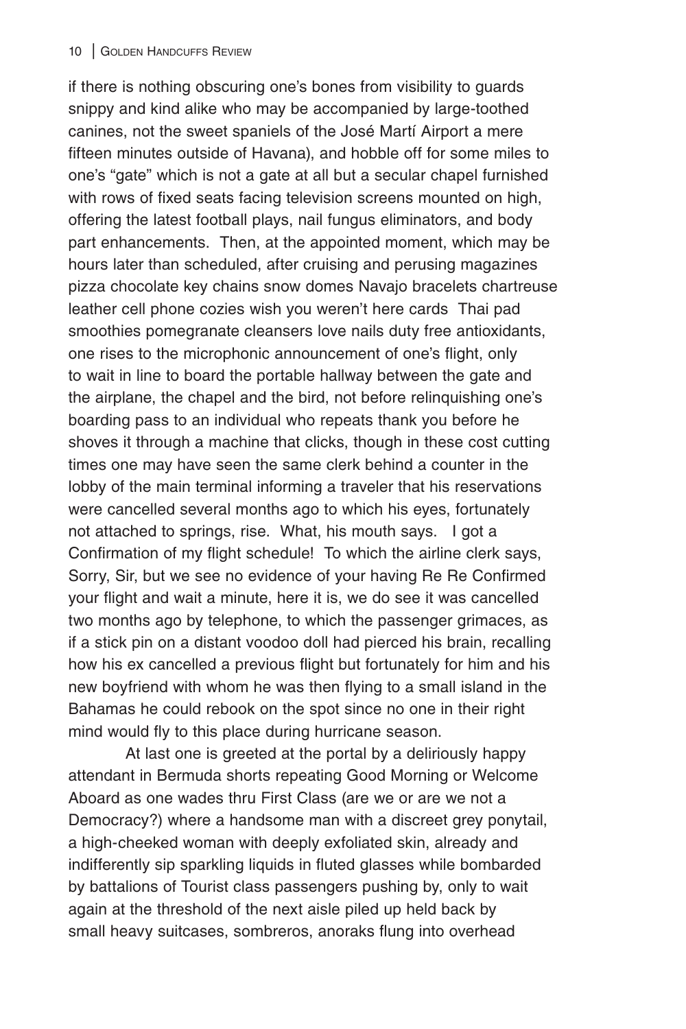if there is nothing obscuring one's bones from visibility to guards snippy and kind alike who may be accompanied by large-toothed canines, not the sweet spaniels of the José Martí Airport a mere fifteen minutes outside of Havana), and hobble off for some miles to one's "gate" which is not a gate at all but a secular chapel furnished with rows of fixed seats facing television screens mounted on high, offering the latest football plays, nail fungus eliminators, and body part enhancements. Then, at the appointed moment, which may be hours later than scheduled, after cruising and perusing magazines pizza chocolate key chains snow domes Navajo bracelets chartreuse leather cell phone cozies wish you weren't here cards Thai pad smoothies pomegranate cleansers love nails duty free antioxidants, one rises to the microphonic announcement of one's flight, only to wait in line to board the portable hallway between the gate and the airplane, the chapel and the bird, not before relinquishing one's boarding pass to an individual who repeats thank you before he shoves it through a machine that clicks, though in these cost cutting times one may have seen the same clerk behind a counter in the lobby of the main terminal informing a traveler that his reservations were cancelled several months ago to which his eyes, fortunately not attached to springs, rise. What, his mouth says. I got a Confirmation of my flight schedule! To which the airline clerk says, Sorry, Sir, but we see no evidence of your having Re Re Confirmed your flight and wait a minute, here it is, we do see it was cancelled two months ago by telephone, to which the passenger grimaces, as if a stick pin on a distant voodoo doll had pierced his brain, recalling how his ex cancelled a previous flight but fortunately for him and his new boyfriend with whom he was then flying to a small island in the Bahamas he could rebook on the spot since no one in their right mind would fly to this place during hurricane season.

At last one is greeted at the portal by a deliriously happy attendant in Bermuda shorts repeating Good Morning or Welcome Aboard as one wades thru First Class (are we or are we not a Democracy?) where a handsome man with a discreet grey ponytail, a high-cheeked woman with deeply exfoliated skin, already and indifferently sip sparkling liquids in fluted glasses while bombarded by battalions of Tourist class passengers pushing by, only to wait again at the threshold of the next aisle piled up held back by small heavy suitcases, sombreros, anoraks flung into overhead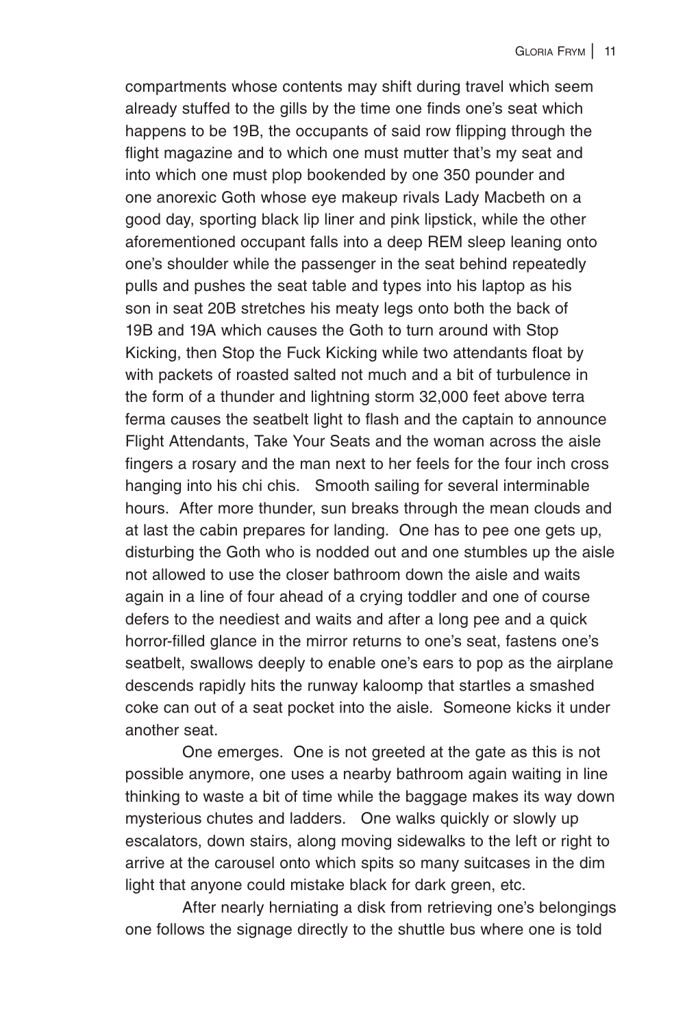compartments whose contents may shift during travel which seem already stuffed to the gills by the time one finds one's seat which happens to be 19B, the occupants of said row flipping through the flight magazine and to which one must mutter that's my seat and into which one must plop bookended by one 350 pounder and one anorexic Goth whose eye makeup rivals Lady Macbeth on a good day, sporting black lip liner and pink lipstick, while the other aforementioned occupant falls into a deep REM sleep leaning onto one's shoulder while the passenger in the seat behind repeatedly pulls and pushes the seat table and types into his laptop as his son in seat 20B stretches his meaty legs onto both the back of 19B and 19A which causes the Goth to turn around with Stop Kicking, then Stop the Fuck Kicking while two attendants float by with packets of roasted salted not much and a bit of turbulence in the form of a thunder and lightning storm 32,000 feet above terra ferma causes the seatbelt light to flash and the captain to announce Flight Attendants, Take Your Seats and the woman across the aisle fingers a rosary and the man next to her feels for the four inch cross hanging into his chi chis. Smooth sailing for several interminable hours. After more thunder, sun breaks through the mean clouds and at last the cabin prepares for landing. One has to pee one gets up, disturbing the Goth who is nodded out and one stumbles up the aisle not allowed to use the closer bathroom down the aisle and waits again in a line of four ahead of a crying toddler and one of course defers to the neediest and waits and after a long pee and a quick horror-filled glance in the mirror returns to one's seat, fastens one's seatbelt, swallows deeply to enable one's ears to pop as the airplane descends rapidly hits the runway kaloomp that startles a smashed coke can out of a seat pocket into the aisle. Someone kicks it under another seat.

One emerges. One is not greeted at the gate as this is not possible anymore, one uses a nearby bathroom again waiting in line thinking to waste a bit of time while the baggage makes its way down mysterious chutes and ladders. One walks quickly or slowly up escalators, down stairs, along moving sidewalks to the left or right to arrive at the carousel onto which spits so many suitcases in the dim light that anyone could mistake black for dark green, etc.

After nearly herniating a disk from retrieving one's belongings one follows the signage directly to the shuttle bus where one is told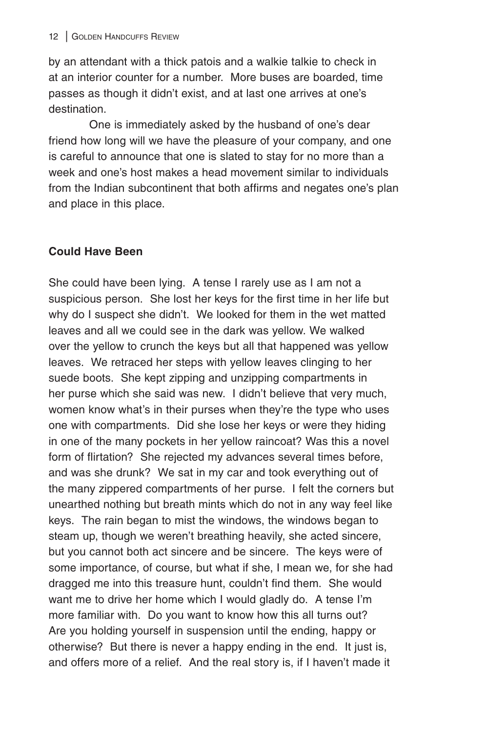by an attendant with a thick patois and a walkie talkie to check in at an interior counter for a number. More buses are boarded, time passes as though it didn't exist, and at last one arrives at one's destination.

One is immediately asked by the husband of one's dear friend how long will we have the pleasure of your company, and one is careful to announce that one is slated to stay for no more than a week and one's host makes a head movement similar to individuals from the Indian subcontinent that both affirms and negates one's plan and place in this place.

**Could Have Been**

She could have been lying. A tense I rarely use as I am not a suspicious person. She lost her keys for the first time in her life but why do I suspect she didn't. We looked for them in the wet matted leaves and all we could see in the dark was yellow. We walked over the yellow to crunch the keys but all that happened was yellow leaves. We retraced her steps with yellow leaves clinging to her suede boots. She kept zipping and unzipping compartments in her purse which she said was new. I didn't believe that very much, women know what's in their purses when they're the type who uses one with compartments. Did she lose her keys or were they hiding in one of the many pockets in her yellow raincoat? Was this a novel form of flirtation? She rejected my advances several times before, and was she drunk? We sat in my car and took everything out of the many zippered compartments of her purse. I felt the corners but unearthed nothing but breath mints which do not in any way feel like keys. The rain began to mist the windows, the windows began to steam up, though we weren't breathing heavily, she acted sincere, but you cannot both act sincere and be sincere. The keys were of some importance, of course, but what if she, I mean we, for she had dragged me into this treasure hunt, couldn't find them. She would want me to drive her home which I would gladly do. A tense I'm more familiar with. Do you want to know how this all turns out? Are you holding yourself in suspension until the ending, happy or otherwise? But there is never a happy ending in the end. It just is, and offers more of a relief. And the real story is, if I haven't made it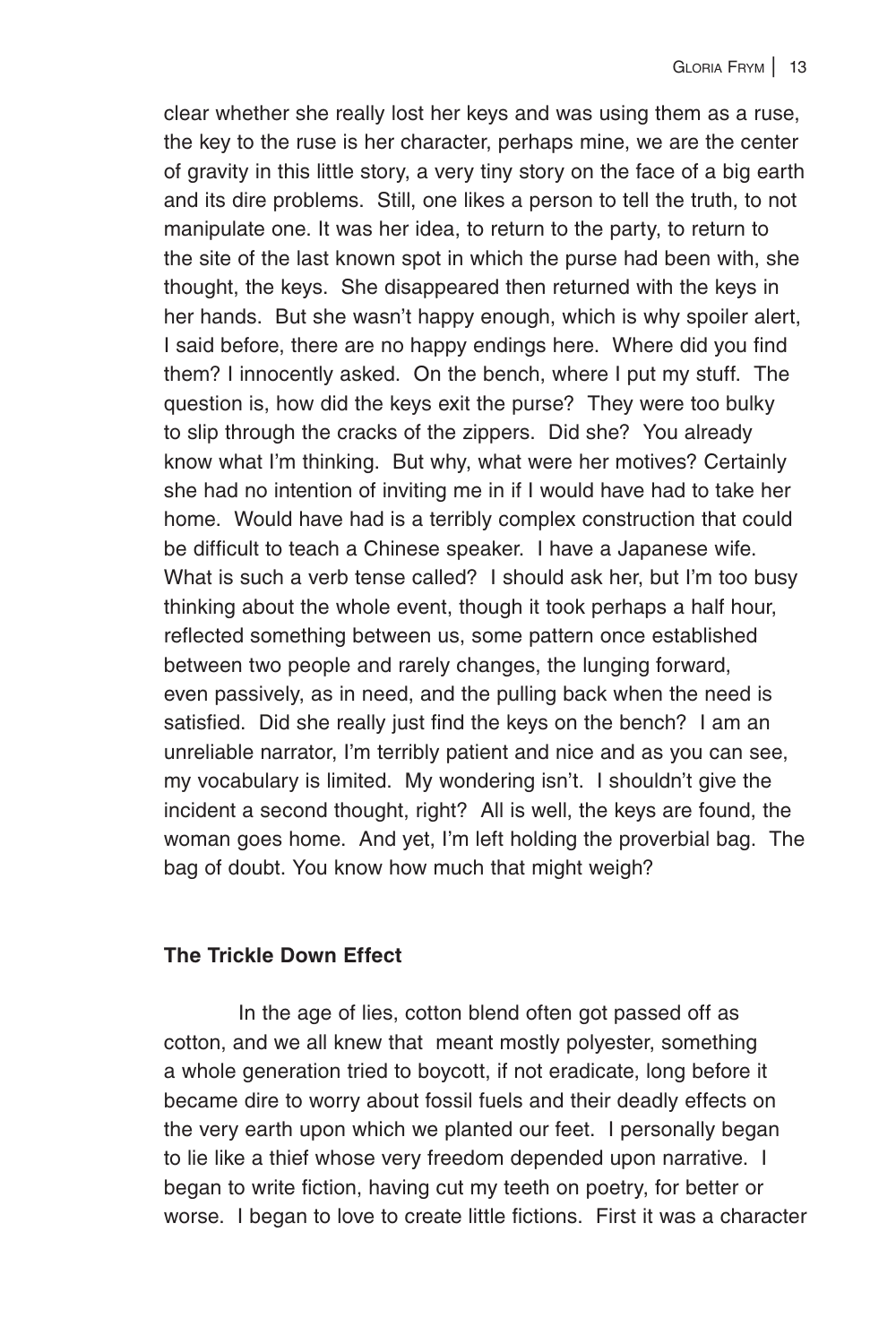clear whether she really lost her keys and was using them as a ruse, the key to the ruse is her character, perhaps mine, we are the center of gravity in this little story, a very tiny story on the face of a big earth and its dire problems. Still, one likes a person to tell the truth, to not manipulate one. It was her idea, to return to the party, to return to the site of the last known spot in which the purse had been with, she thought, the keys. She disappeared then returned with the keys in her hands. But she wasn't happy enough, which is why spoiler alert, I said before, there are no happy endings here. Where did you find them? I innocently asked. On the bench, where I put my stuff. The question is, how did the keys exit the purse? They were too bulky to slip through the cracks of the zippers. Did she? You already know what I'm thinking. But why, what were her motives? Certainly she had no intention of inviting me in if I would have had to take her home. Would have had is a terribly complex construction that could be difficult to teach a Chinese speaker. I have a Japanese wife. What is such a verb tense called? I should ask her, but I'm too busy thinking about the whole event, though it took perhaps a half hour, reflected something between us, some pattern once established between two people and rarely changes, the lunging forward, even passively, as in need, and the pulling back when the need is satisfied. Did she really just find the keys on the bench? I am an unreliable narrator, I'm terribly patient and nice and as you can see, my vocabulary is limited. My wondering isn't. I shouldn't give the incident a second thought, right? All is well, the keys are found, the woman goes home. And yet, I'm left holding the proverbial bag. The bag of doubt. You know how much that might weigh?

**The Trickle Down Effect**

In the age of lies, cotton blend often got passed off as cotton, and we all knew that meant mostly polyester, something a whole generation tried to boycott, if not eradicate, long before it became dire to worry about fossil fuels and their deadly effects on the very earth upon which we planted our feet. I personally began to lie like a thief whose very freedom depended upon narrative. I began to write fiction, having cut my teeth on poetry, for better or worse. I began to love to create little fictions. First it was a character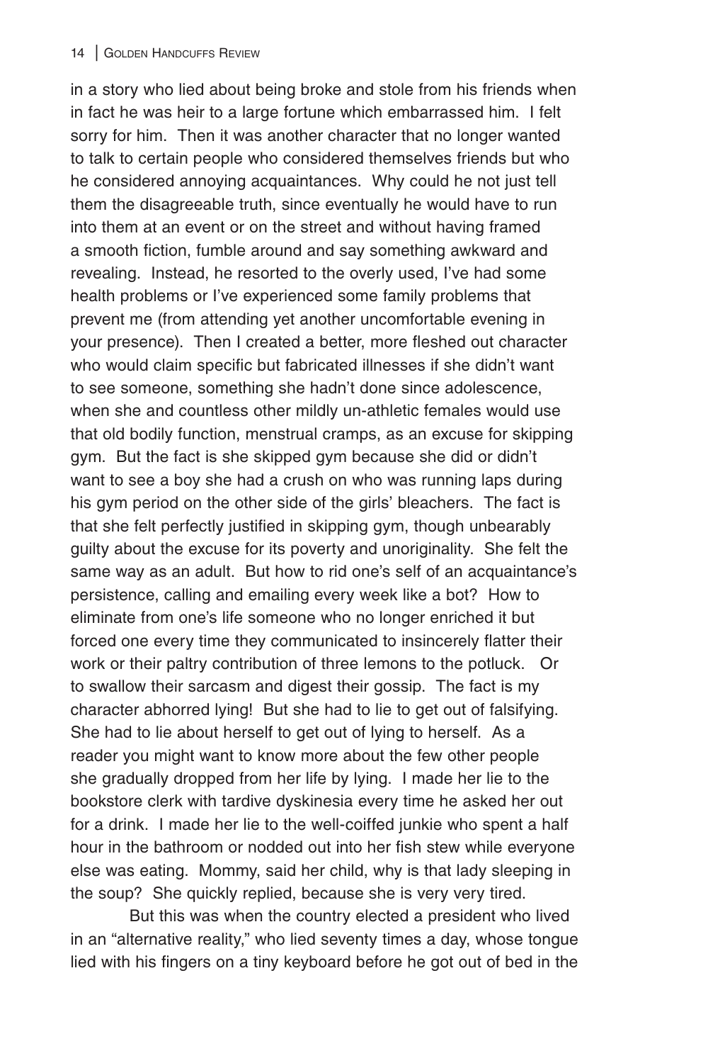in a story who lied about being broke and stole from his friends when in fact he was heir to a large fortune which embarrassed him. I felt sorry for him. Then it was another character that no longer wanted to talk to certain people who considered themselves friends but who he considered annoying acquaintances. Why could he not just tell them the disagreeable truth, since eventually he would have to run into them at an event or on the street and without having framed a smooth fiction, fumble around and say something awkward and revealing. Instead, he resorted to the overly used, I've had some health problems or I've experienced some family problems that prevent me (from attending yet another uncomfortable evening in your presence). Then I created a better, more fleshed out character who would claim specific but fabricated illnesses if she didn't want to see someone, something she hadn't done since adolescence, when she and countless other mildly un-athletic females would use that old bodily function, menstrual cramps, as an excuse for skipping gym. But the fact is she skipped gym because she did or didn't want to see a boy she had a crush on who was running laps during his gym period on the other side of the girls' bleachers. The fact is that she felt perfectly justified in skipping gym, though unbearably guilty about the excuse for its poverty and unoriginality. She felt the same way as an adult. But how to rid one's self of an acquaintance's persistence, calling and emailing every week like a bot? How to eliminate from one's life someone who no longer enriched it but forced one every time they communicated to insincerely flatter their work or their paltry contribution of three lemons to the potluck. Or to swallow their sarcasm and digest their gossip. The fact is my character abhorred lying! But she had to lie to get out of falsifying. She had to lie about herself to get out of lying to herself. As a reader you might want to know more about the few other people she gradually dropped from her life by lying. I made her lie to the bookstore clerk with tardive dyskinesia every time he asked her out for a drink. I made her lie to the well-coiffed junkie who spent a half hour in the bathroom or nodded out into her fish stew while everyone else was eating. Mommy, said her child, why is that lady sleeping in the soup? She quickly replied, because she is very very tired.

But this was when the country elected a president who lived in an "alternative reality," who lied seventy times a day, whose tongue lied with his fingers on a tiny keyboard before he got out of bed in the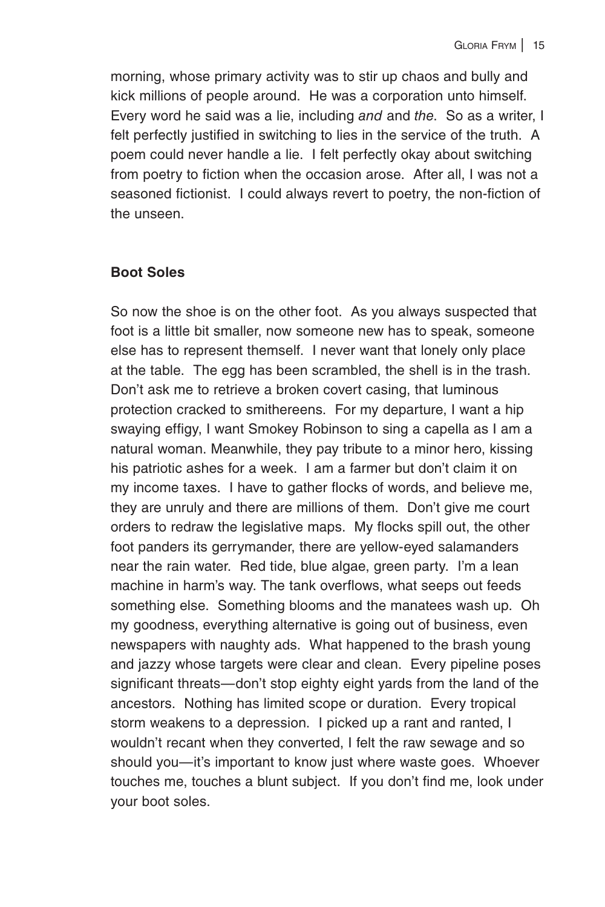morning, whose primary activity was to stir up chaos and bully and kick millions of people around. He was a corporation unto himself. Every word he said was a lie, including *and* and *the*. So as a writer, I felt perfectly justified in switching to lies in the service of the truth. A poem could never handle a lie. I felt perfectly okay about switching from poetry to fiction when the occasion arose. After all, I was not a seasoned fictionist. I could always revert to poetry, the non-fiction of the unseen.

**Boot Soles**

So now the shoe is on the other foot. As you always suspected that foot is a little bit smaller, now someone new has to speak, someone else has to represent themself. I never want that lonely only place at the table. The egg has been scrambled, the shell is in the trash. Don't ask me to retrieve a broken covert casing, that luminous protection cracked to smithereens. For my departure, I want a hip swaying effigy, I want Smokey Robinson to sing a capella as I am a natural woman. Meanwhile, they pay tribute to a minor hero, kissing his patriotic ashes for a week. I am a farmer but don't claim it on my income taxes. I have to gather flocks of words, and believe me, they are unruly and there are millions of them. Don't give me court orders to redraw the legislative maps. My flocks spill out, the other foot panders its gerrymander, there are yellow-eyed salamanders near the rain water. Red tide, blue algae, green party. I'm a lean machine in harm's way. The tank overflows, what seeps out feeds something else. Something blooms and the manatees wash up. Oh my goodness, everything alternative is going out of business, even newspapers with naughty ads. What happened to the brash young and jazzy whose targets were clear and clean. Every pipeline poses significant threats—don't stop eighty eight yards from the land of the ancestors. Nothing has limited scope or duration. Every tropical storm weakens to a depression. I picked up a rant and ranted, I wouldn't recant when they converted, I felt the raw sewage and so should you—it's important to know just where waste goes. Whoever touches me, touches a blunt subject. If you don't find me, look under your boot soles.